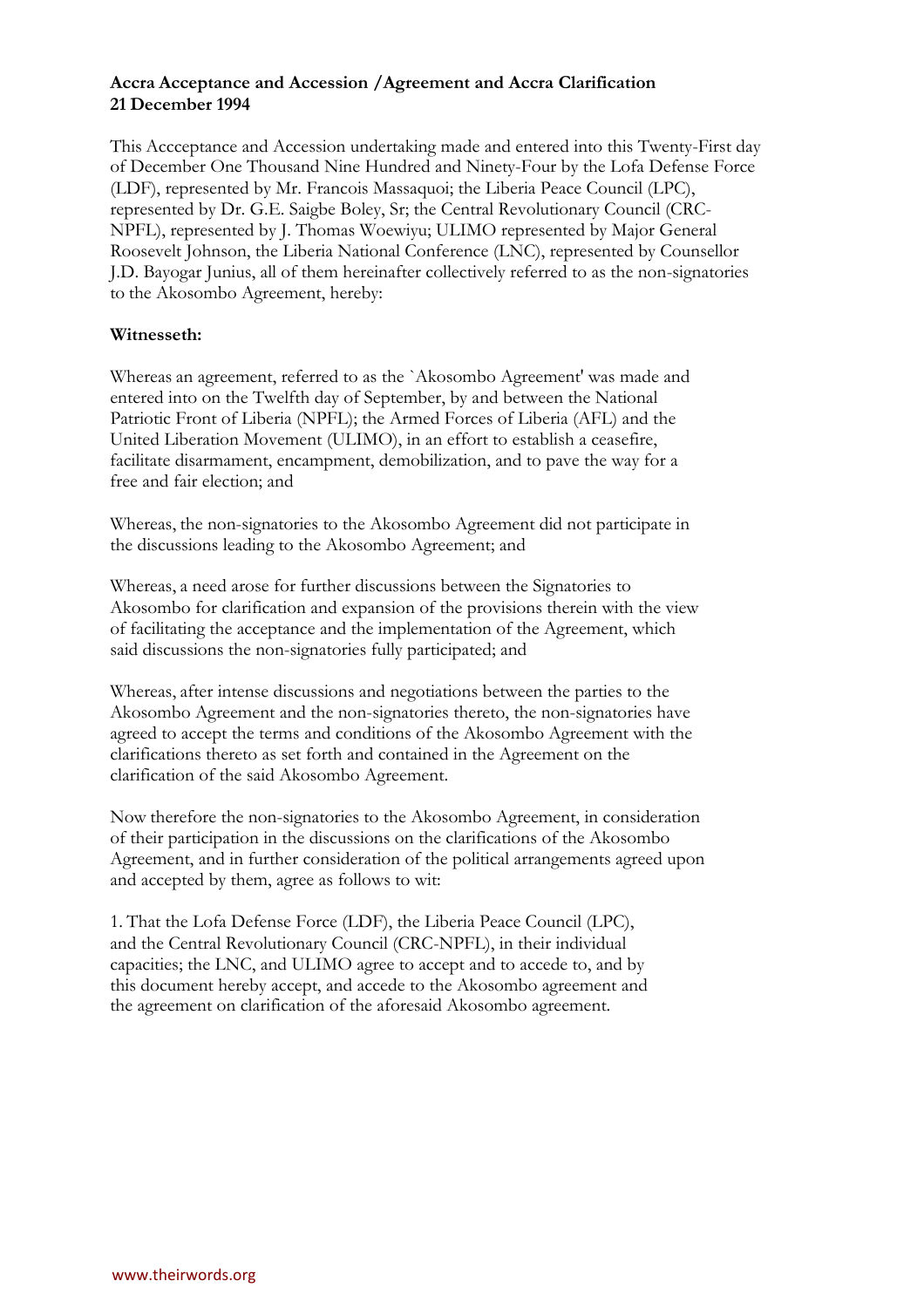**Accra Acceptance and Accession /Agreement and Accra Clarification**
**21 December 1994**

This Accceptance and Accession undertaking made and entered into this Twenty-First day of December One Thousand Nine Hundred and Ninety-Four by the Lofa Defense Force (LDF), represented by Mr. Francois Massaquoi; the Liberia Peace Council (LPC), represented by Dr. G.E. Saigbe Boley, Sr; the Central Revolutionary Council (CRC-NPFL), represented by J. Thomas Woewiyu; ULIMO represented by Major General Roosevelt Johnson, the Liberia National Conference (LNC), represented by Counsellor J.D. Bayogar Junius, all of them hereinafter collectively referred to as the non-signatories to the Akosombo Agreement, hereby:

**Witnesseth:**

Whereas an agreement, referred to as the `Akosombo Agreement' was made and entered into on the Twelfth day of September, by and between the National Patriotic Front of Liberia (NPFL); the Armed Forces of Liberia (AFL) and the United Liberation Movement (ULIMO), in an effort to establish a ceasefire, facilitate disarmament, encampment, demobilization, and to pave the way for a free and fair election; and

Whereas, the non-signatories to the Akosombo Agreement did not participate in the discussions leading to the Akosombo Agreement; and

Whereas, a need arose for further discussions between the Signatories to Akosombo for clarification and expansion of the provisions therein with the view of facilitating the acceptance and the implementation of the Agreement, which said discussions the non-signatories fully participated; and

Whereas, after intense discussions and negotiations between the parties to the Akosombo Agreement and the non-signatories thereto, the non-signatories have agreed to accept the terms and conditions of the Akosombo Agreement with the clarifications thereto as set forth and contained in the Agreement on the clarification of the said Akosombo Agreement.

Now therefore the non-signatories to the Akosombo Agreement, in consideration of their participation in the discussions on the clarifications of the Akosombo Agreement, and in further consideration of the political arrangements agreed upon and accepted by them, agree as follows to wit:

1. That the Lofa Defense Force (LDF), the Liberia Peace Council (LPC), and the Central Revolutionary Council (CRC-NPFL), in their individual capacities; the LNC, and ULIMO agree to accept and to accede to, and by this document hereby accept, and accede to the Akosombo agreement and the agreement on clarification of the aforesaid Akosombo agreement.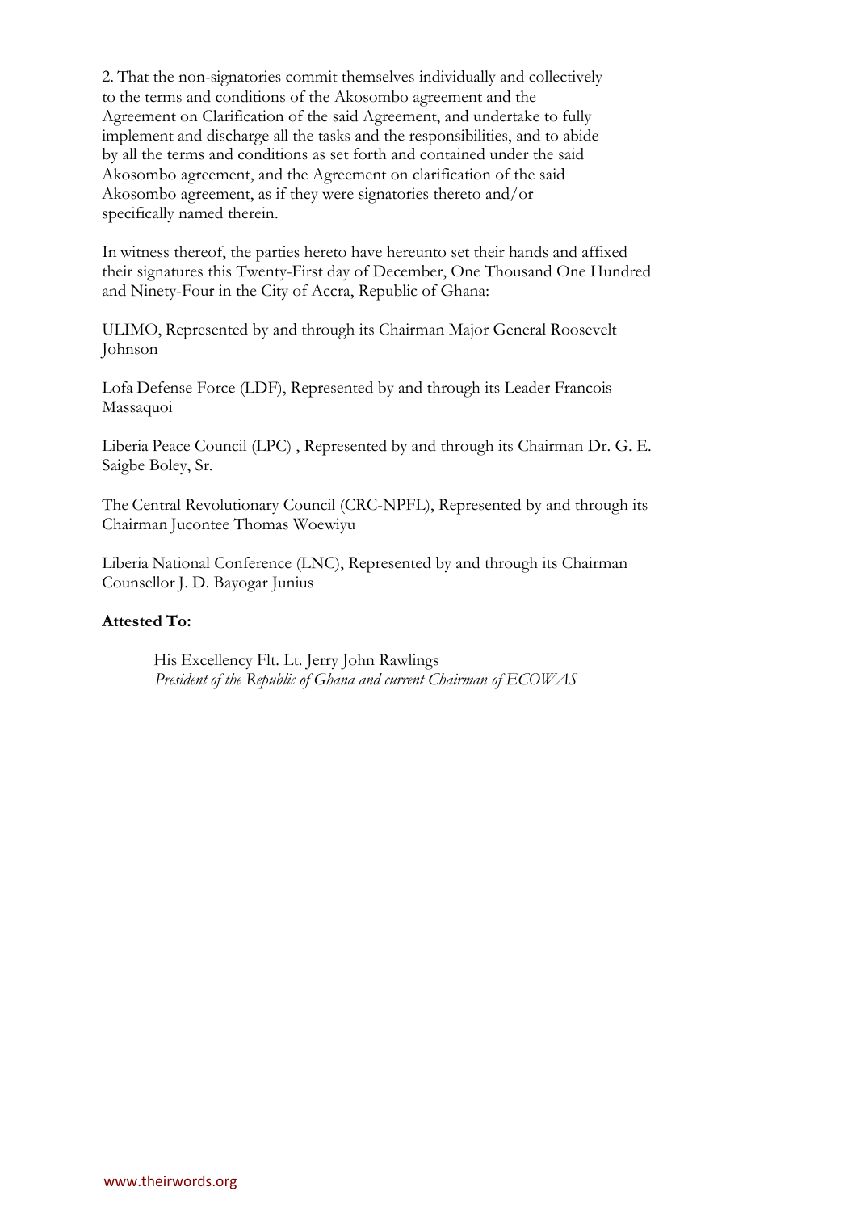2. That the non-signatories commit themselves individually and collectively to the terms and conditions of the Akosombo agreement and the Agreement on Clarification of the said Agreement, and undertake to fully implement and discharge all the tasks and the responsibilities, and to abide by all the terms and conditions as set forth and contained under the said Akosombo agreement, and the Agreement on clarification of the said Akosombo agreement, as if they were signatories thereto and/or specifically named therein.

In witness thereof, the parties hereto have hereunto set their hands and affixed their signatures this Twenty-First day of December, One Thousand One Hundred and Ninety-Four in the City of Accra, Republic of Ghana:

ULIMO, Represented by and through its Chairman Major General Roosevelt Johnson

Lofa Defense Force (LDF), Represented by and through its Leader Francois Massaquoi

Liberia Peace Council (LPC) , Represented by and through its Chairman Dr. G. E. Saigbe Boley, Sr.

The Central Revolutionary Council (CRC-NPFL), Represented by and through its Chairman Jucontee Thomas Woewiyu

Liberia National Conference (LNC), Represented by and through its Chairman Counsellor J. D. Bayogar Junius

**Attested To:**

His Excellency Flt. Lt. Jerry John Rawlings
*President of the Republic of Ghana and current Chairman of ECOWAS*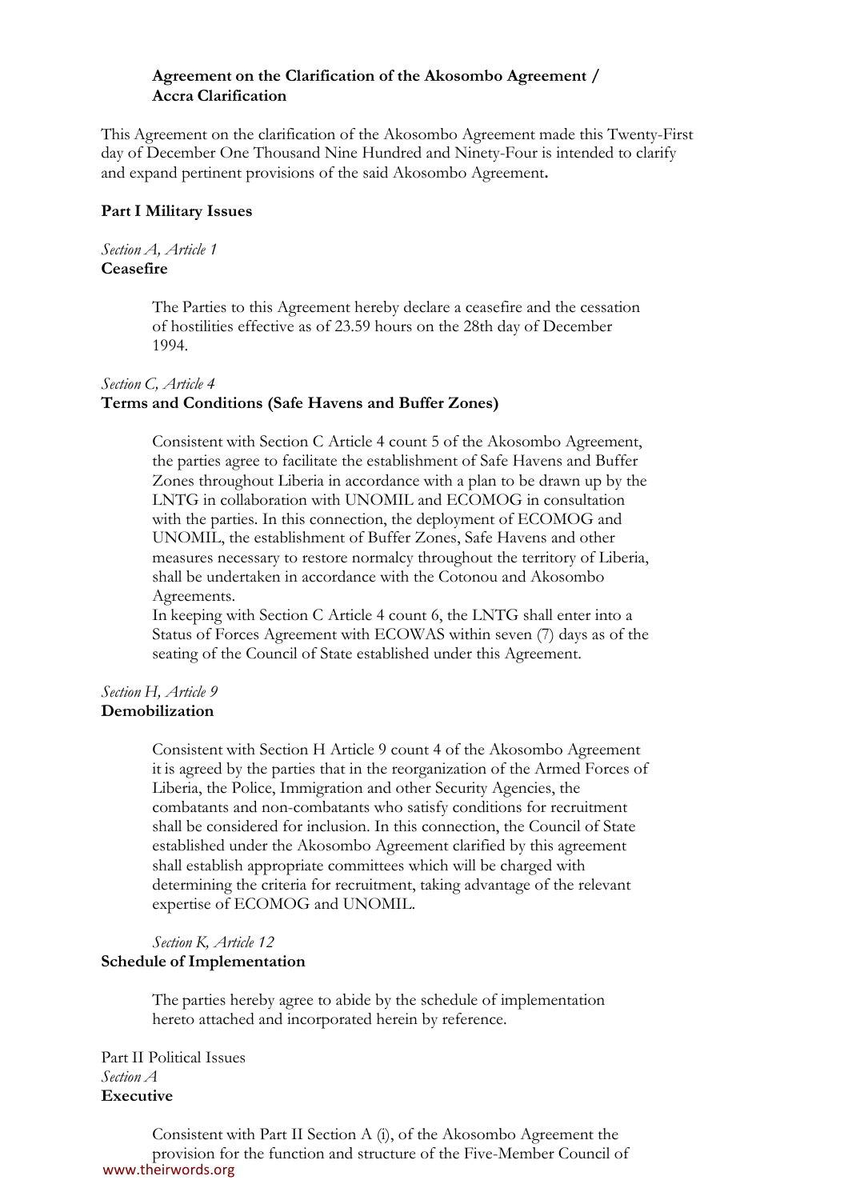**Agreement on the Clarification of the Akosombo Agreement / Accra Clarification**

This Agreement on the clarification of the Akosombo Agreement made this Twenty-First day of December One Thousand Nine Hundred and Ninety-Four is intended to clarify and expand pertinent provisions of the said Akosombo Agreement**.**

**Part I Military Issues**

*Section A, Article 1*
**Ceasefire**

The Parties to this Agreement hereby declare a ceasefire and the cessation of hostilities effective as of 23.59 hours on the 28th day of December 1994.

*Section C, Article 4*
**Terms and Conditions (Safe Havens and Buffer Zones)**

Consistent with Section C Article 4 count 5 of the Akosombo Agreement, the parties agree to facilitate the establishment of Safe Havens and Buffer Zones throughout Liberia in accordance with a plan to be drawn up by the LNTG in collaboration with UNOMIL and ECOMOG in consultation with the parties. In this connection, the deployment of ECOMOG and UNOMIL, the establishment of Buffer Zones, Safe Havens and other measures necessary to restore normalcy throughout the territory of Liberia, shall be undertaken in accordance with the Cotonou and Akosombo Agreements.

In keeping with Section C Article 4 count 6, the LNTG shall enter into a Status of Forces Agreement with ECOWAS within seven (7) days as of the seating of the Council of State established under this Agreement.

*Section H, Article 9*
**Demobilization**

Consistent with Section H Article 9 count 4 of the Akosombo Agreement it is agreed by the parties that in the reorganization of the Armed Forces of Liberia, the Police, Immigration and other Security Agencies, the combatants and non-combatants who satisfy conditions for recruitment shall be considered for inclusion. In this connection, the Council of State established under the Akosombo Agreement clarified by this agreement shall establish appropriate committees which will be charged with determining the criteria for recruitment, taking advantage of the relevant expertise of ECOMOG and UNOMIL.

*Section K, Article 12*
**Schedule of Implementation**

The parties hereby agree to abide by the schedule of implementation hereto attached and incorporated herein by reference.

Part II Political Issues
*Section A*
**Executive**

Consistent with Part II Section A (i), of the Akosombo Agreement the provision for the function and structure of the Five-Member Council of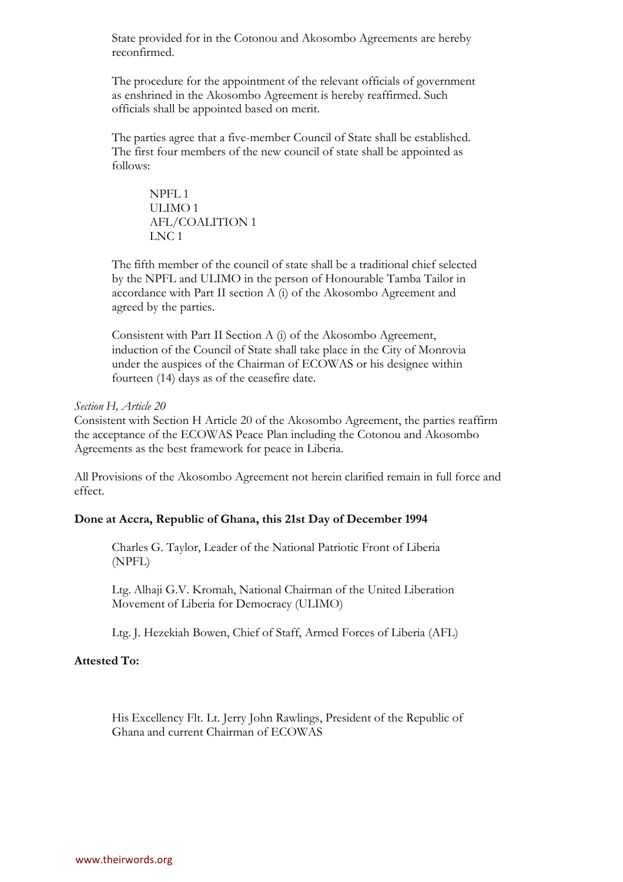State provided for in the Cotonou and Akosombo Agreements are hereby reconfirmed.

The procedure for the appointment of the relevant officials of government as enshrined in the Akosombo Agreement is hereby reaffirmed. Such officials shall be appointed based on merit.

The parties agree that a five-member Council of State shall be established. The first four members of the new council of state shall be appointed as follows:

NPFL 1  
ULIMO 1  
AFL/COALITION 1  
LNC 1

The fifth member of the council of state shall be a traditional chief selected by the NPFL and ULIMO in the person of Honourable Tamba Tailor in accordance with Part II section A (i) of the Akosombo Agreement and agreed by the parties.

Consistent with Part II Section A (i) of the Akosombo Agreement, induction of the Council of State shall take place in the City of Monrovia under the auspices of the Chairman of ECOWAS or his designee within fourteen (14) days as of the ceasefire date.

*Section H, Article 20*

Consistent with Section H Article 20 of the Akosombo Agreement, the parties reaffirm the acceptance of the ECOWAS Peace Plan including the Cotonou and Akosombo Agreements as the best framework for peace in Liberia.

All Provisions of the Akosombo Agreement not herein clarified remain in full force and effect.

**Done at Accra, Republic of Ghana, this 21st Day of December 1994**

Charles G. Taylor, Leader of the National Patriotic Front of Liberia (NPFL)

Ltg. Alhaji G.V. Kromah, National Chairman of the United Liberation Movement of Liberia for Democracy (ULIMO)

Ltg. J. Hezekiah Bowen, Chief of Staff, Armed Forces of Liberia (AFL)

**Attested To:**

His Excellency Flt. Lt. Jerry John Rawlings, President of the Republic of Ghana and current Chairman of ECOWAS